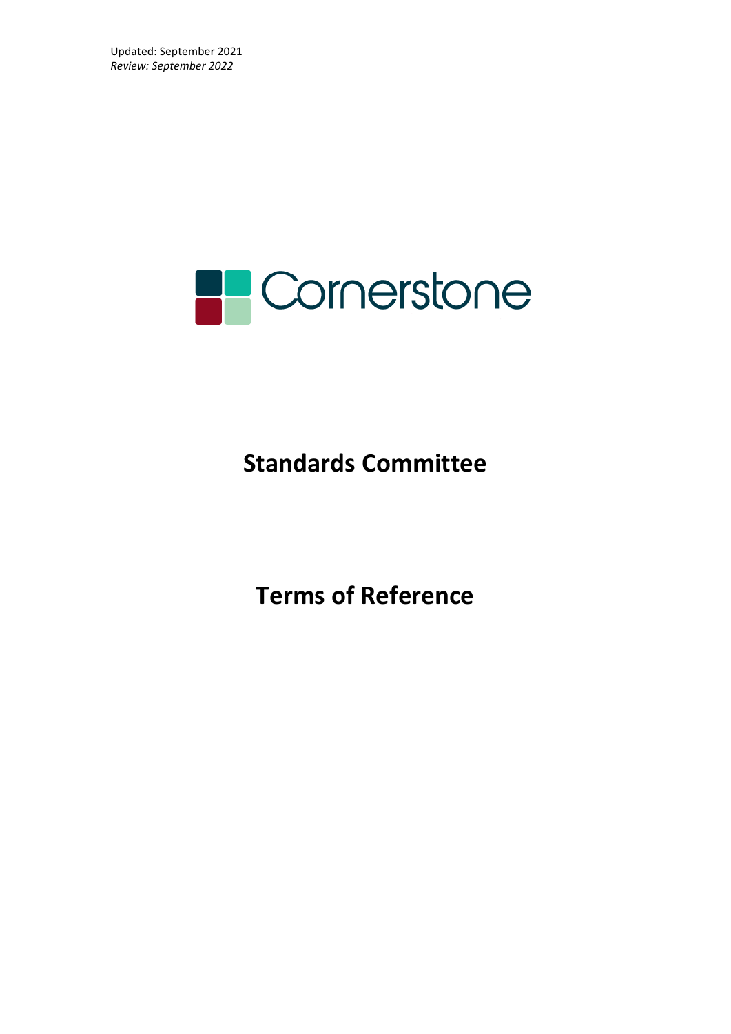Updated: September 2021
*Review: September 2022*

Cornerstone

# Standards Committee

# Terms of Reference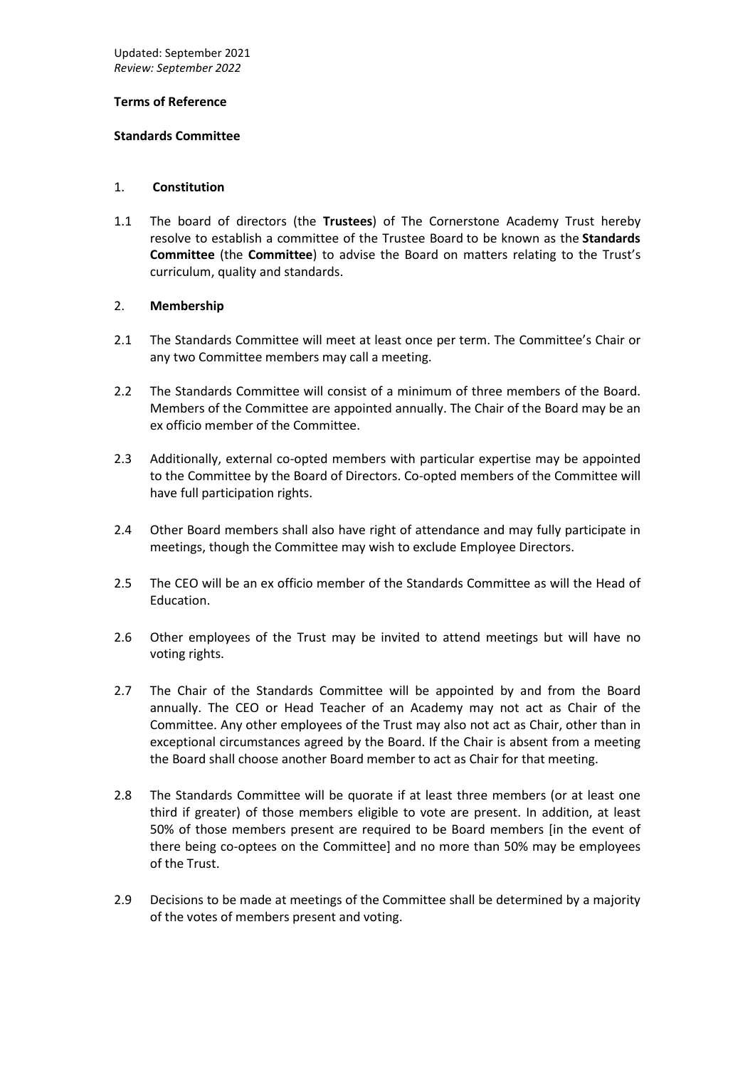Updated: September 2021
*Review: September 2022*

**Terms of Reference**

**Standards Committee**

1. **Constitution**

1.1 The board of directors (the **Trustees**) of The Cornerstone Academy Trust hereby resolve to establish a committee of the Trustee Board to be known as the **Standards Committee** (the **Committee**) to advise the Board on matters relating to the Trust's curriculum, quality and standards.

2. **Membership**

2.1 The Standards Committee will meet at least once per term. The Committee's Chair or any two Committee members may call a meeting.

2.2 The Standards Committee will consist of a minimum of three members of the Board. Members of the Committee are appointed annually. The Chair of the Board may be an ex officio member of the Committee.

2.3 Additionally, external co-opted members with particular expertise may be appointed to the Committee by the Board of Directors. Co-opted members of the Committee will have full participation rights.

2.4 Other Board members shall also have right of attendance and may fully participate in meetings, though the Committee may wish to exclude Employee Directors.

2.5 The CEO will be an ex officio member of the Standards Committee as will the Head of Education.

2.6 Other employees of the Trust may be invited to attend meetings but will have no voting rights.

2.7 The Chair of the Standards Committee will be appointed by and from the Board annually. The CEO or Head Teacher of an Academy may not act as Chair of the Committee. Any other employees of the Trust may also not act as Chair, other than in exceptional circumstances agreed by the Board. If the Chair is absent from a meeting the Board shall choose another Board member to act as Chair for that meeting.

2.8 The Standards Committee will be quorate if at least three members (or at least one third if greater) of those members eligible to vote are present. In addition, at least 50% of those members present are required to be Board members [in the event of there being co-optees on the Committee] and no more than 50% may be employees of the Trust.

2.9 Decisions to be made at meetings of the Committee shall be determined by a majority of the votes of members present and voting.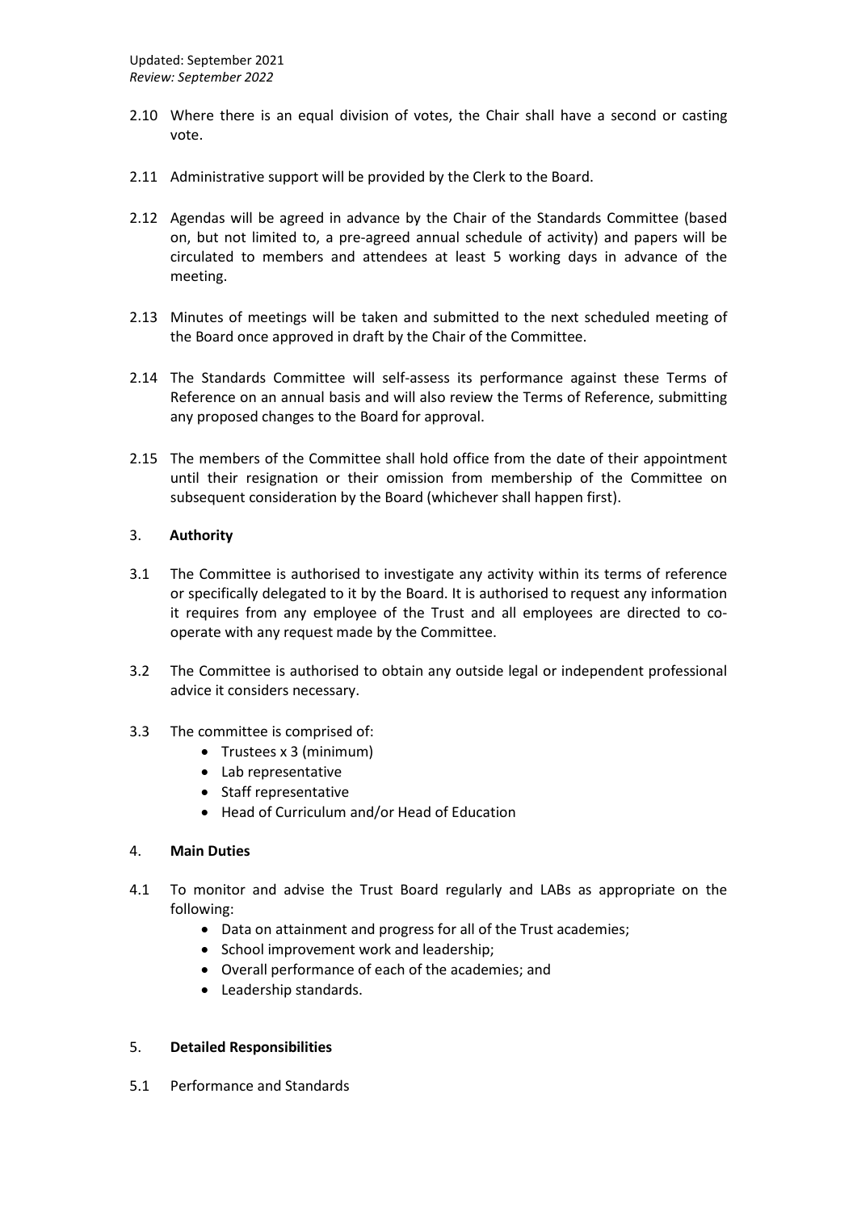2.10 Where there is an equal division of votes, the Chair shall have a second or casting vote.

2.11 Administrative support will be provided by the Clerk to the Board.

2.12 Agendas will be agreed in advance by the Chair of the Standards Committee (based on, but not limited to, a pre-agreed annual schedule of activity) and papers will be circulated to members and attendees at least 5 working days in advance of the meeting.

2.13 Minutes of meetings will be taken and submitted to the next scheduled meeting of the Board once approved in draft by the Chair of the Committee.

2.14 The Standards Committee will self-assess its performance against these Terms of Reference on an annual basis and will also review the Terms of Reference, submitting any proposed changes to the Board for approval.

2.15 The members of the Committee shall hold office from the date of their appointment until their resignation or their omission from membership of the Committee on subsequent consideration by the Board (whichever shall happen first).

## 3. **Authority**

3.1 The Committee is authorised to investigate any activity within its terms of reference or specifically delegated to it by the Board. It is authorised to request any information it requires from any employee of the Trust and all employees are directed to co-operate with any request made by the Committee.

3.2 The Committee is authorised to obtain any outside legal or independent professional advice it considers necessary.

3.3 The committee is comprised of:
- Trustees x 3 (minimum)
- Lab representative
- Staff representative
- Head of Curriculum and/or Head of Education

## 4. **Main Duties**

4.1 To monitor and advise the Trust Board regularly and LABs as appropriate on the following:
- Data on attainment and progress for all of the Trust academies;
- School improvement work and leadership;
- Overall performance of each of the academies; and
- Leadership standards.

## 5. **Detailed Responsibilities**

5.1 Performance and Standards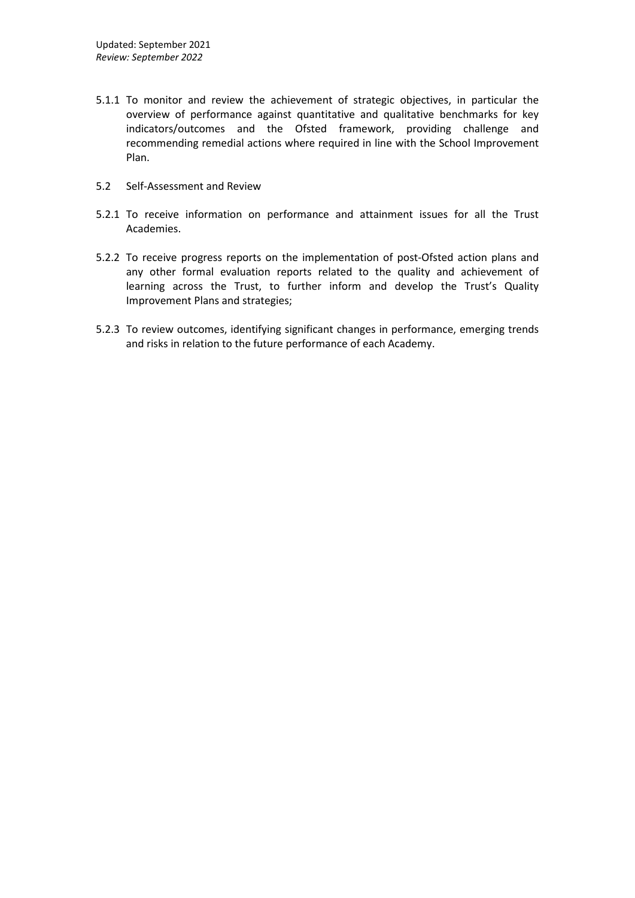5.1.1 To monitor and review the achievement of strategic objectives, in particular the overview of performance against quantitative and qualitative benchmarks for key indicators/outcomes and the Ofsted framework, providing challenge and recommending remedial actions where required in line with the School Improvement Plan.

5.2 Self-Assessment and Review

5.2.1 To receive information on performance and attainment issues for all the Trust Academies.

5.2.2 To receive progress reports on the implementation of post-Ofsted action plans and any other formal evaluation reports related to the quality and achievement of learning across the Trust, to further inform and develop the Trust's Quality Improvement Plans and strategies;

5.2.3 To review outcomes, identifying significant changes in performance, emerging trends and risks in relation to the future performance of each Academy.